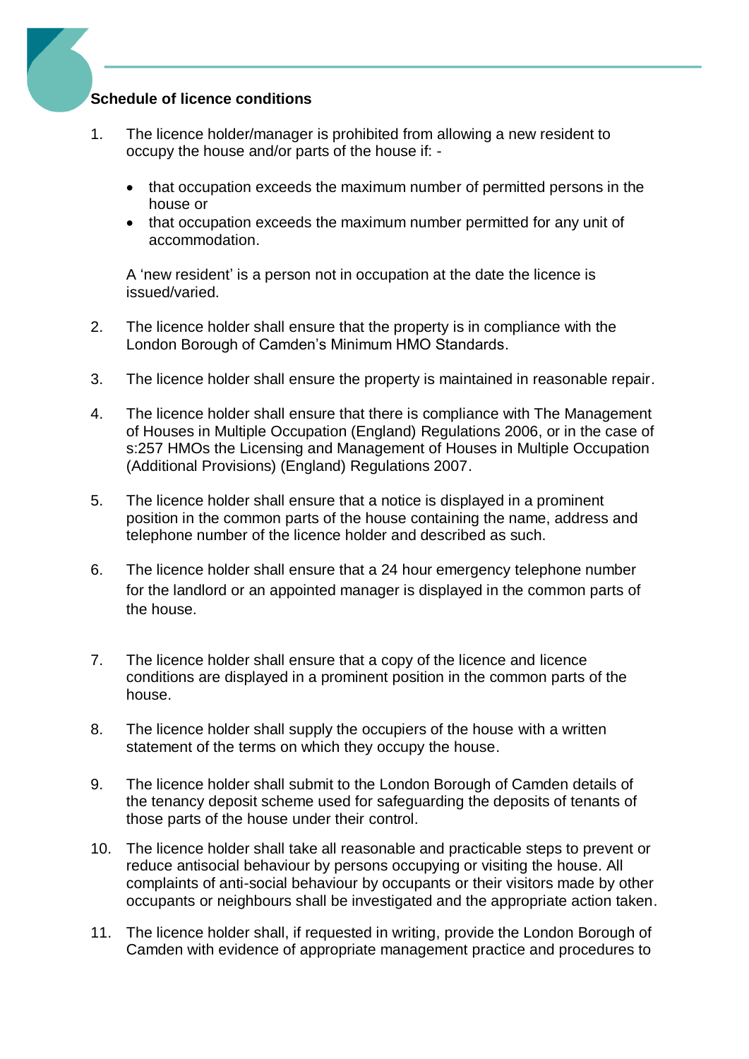**Schedule of licence conditions**

1. The licence holder/manager is prohibited from allowing a new resident to occupy the house and/or parts of the house if: -

   - that occupation exceeds the maximum number of permitted persons in the house or
   - that occupation exceeds the maximum number permitted for any unit of accommodation.

   A 'new resident' is a person not in occupation at the date the licence is issued/varied.

2. The licence holder shall ensure that the property is in compliance with the London Borough of Camden's Minimum HMO Standards.

3. The licence holder shall ensure the property is maintained in reasonable repair.

4. The licence holder shall ensure that there is compliance with The Management of Houses in Multiple Occupation (England) Regulations 2006, or in the case of s:257 HMOs the Licensing and Management of Houses in Multiple Occupation (Additional Provisions) (England) Regulations 2007.

5. The licence holder shall ensure that a notice is displayed in a prominent position in the common parts of the house containing the name, address and telephone number of the licence holder and described as such.

6. The licence holder shall ensure that a 24 hour emergency telephone number for the landlord or an appointed manager is displayed in the common parts of the house.

7. The licence holder shall ensure that a copy of the licence and licence conditions are displayed in a prominent position in the common parts of the house.

8. The licence holder shall supply the occupiers of the house with a written statement of the terms on which they occupy the house.

9. The licence holder shall submit to the London Borough of Camden details of the tenancy deposit scheme used for safeguarding the deposits of tenants of those parts of the house under their control.

10. The licence holder shall take all reasonable and practicable steps to prevent or reduce antisocial behaviour by persons occupying or visiting the house. All complaints of anti-social behaviour by occupants or their visitors made by other occupants or neighbours shall be investigated and the appropriate action taken.

11. The licence holder shall, if requested in writing, provide the London Borough of Camden with evidence of appropriate management practice and procedures to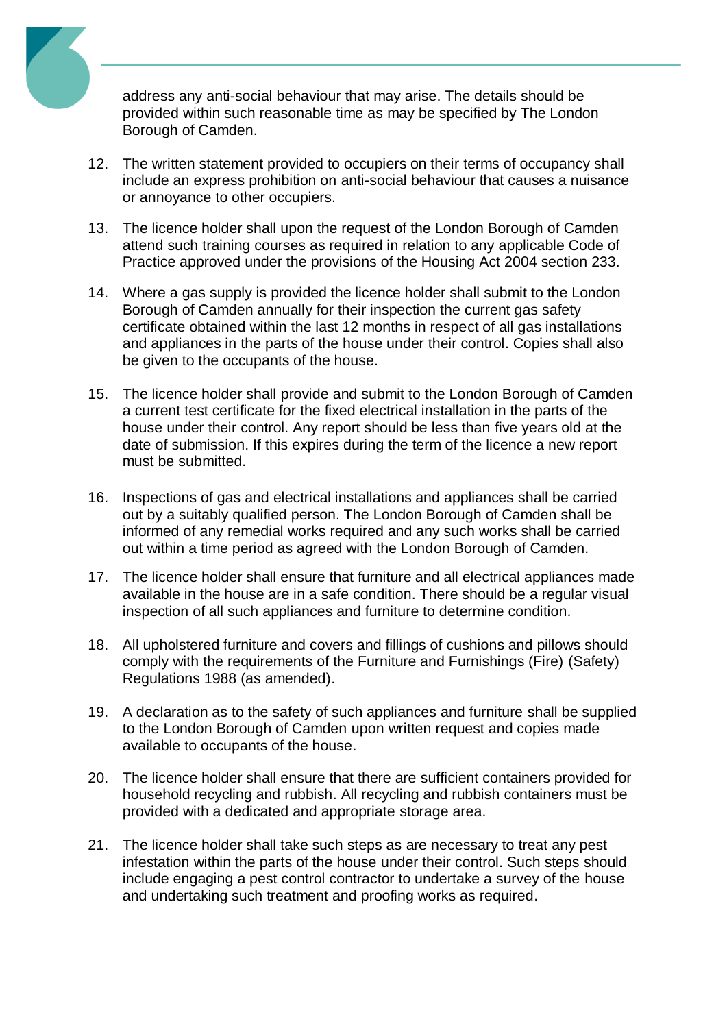address any anti-social behaviour that may arise. The details should be provided within such reasonable time as may be specified by The London Borough of Camden.

12. The written statement provided to occupiers on their terms of occupancy shall include an express prohibition on anti-social behaviour that causes a nuisance or annoyance to other occupiers.

13. The licence holder shall upon the request of the London Borough of Camden attend such training courses as required in relation to any applicable Code of Practice approved under the provisions of the Housing Act 2004 section 233.

14. Where a gas supply is provided the licence holder shall submit to the London Borough of Camden annually for their inspection the current gas safety certificate obtained within the last 12 months in respect of all gas installations and appliances in the parts of the house under their control. Copies shall also be given to the occupants of the house.

15. The licence holder shall provide and submit to the London Borough of Camden a current test certificate for the fixed electrical installation in the parts of the house under their control. Any report should be less than five years old at the date of submission. If this expires during the term of the licence a new report must be submitted.

16. Inspections of gas and electrical installations and appliances shall be carried out by a suitably qualified person. The London Borough of Camden shall be informed of any remedial works required and any such works shall be carried out within a time period as agreed with the London Borough of Camden.

17. The licence holder shall ensure that furniture and all electrical appliances made available in the house are in a safe condition. There should be a regular visual inspection of all such appliances and furniture to determine condition.

18. All upholstered furniture and covers and fillings of cushions and pillows should comply with the requirements of the Furniture and Furnishings (Fire) (Safety) Regulations 1988 (as amended).

19. A declaration as to the safety of such appliances and furniture shall be supplied to the London Borough of Camden upon written request and copies made available to occupants of the house.

20. The licence holder shall ensure that there are sufficient containers provided for household recycling and rubbish. All recycling and rubbish containers must be provided with a dedicated and appropriate storage area.

21. The licence holder shall take such steps as are necessary to treat any pest infestation within the parts of the house under their control. Such steps should include engaging a pest control contractor to undertake a survey of the house and undertaking such treatment and proofing works as required.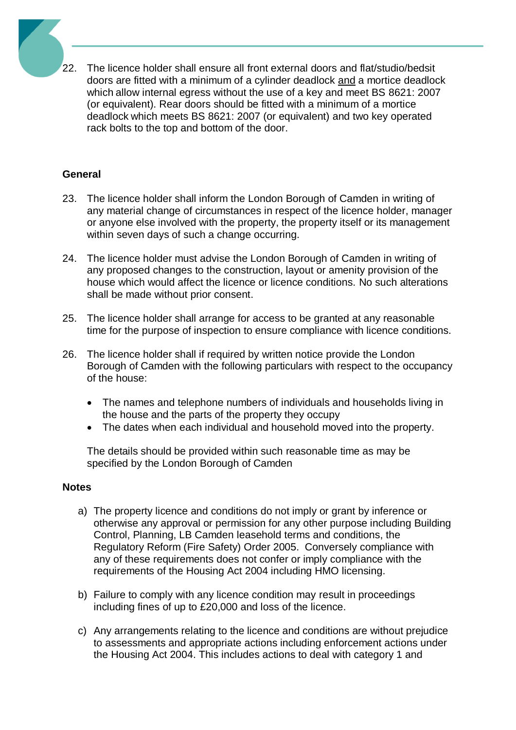22. The licence holder shall ensure all front external doors and flat/studio/bedsit doors are fitted with a minimum of a cylinder deadlock <u>and</u> a mortice deadlock which allow internal egress without the use of a key and meet BS 8621: 2007 (or equivalent). Rear doors should be fitted with a minimum of a mortice deadlock which meets BS 8621: 2007 (or equivalent) and two key operated rack bolts to the top and bottom of the door.

**General**

23. The licence holder shall inform the London Borough of Camden in writing of any material change of circumstances in respect of the licence holder, manager or anyone else involved with the property, the property itself or its management within seven days of such a change occurring.

24. The licence holder must advise the London Borough of Camden in writing of any proposed changes to the construction, layout or amenity provision of the house which would affect the licence or licence conditions. No such alterations shall be made without prior consent.

25. The licence holder shall arrange for access to be granted at any reasonable time for the purpose of inspection to ensure compliance with licence conditions.

26. The licence holder shall if required by written notice provide the London Borough of Camden with the following particulars with respect to the occupancy of the house:

    - The names and telephone numbers of individuals and households living in the house and the parts of the property they occupy
    - The dates when each individual and household moved into the property.

    The details should be provided within such reasonable time as may be specified by the London Borough of Camden

**Notes**

a) The property licence and conditions do not imply or grant by inference or otherwise any approval or permission for any other purpose including Building Control, Planning, LB Camden leasehold terms and conditions, the Regulatory Reform (Fire Safety) Order 2005. Conversely compliance with any of these requirements does not confer or imply compliance with the requirements of the Housing Act 2004 including HMO licensing.

b) Failure to comply with any licence condition may result in proceedings including fines of up to £20,000 and loss of the licence.

c) Any arrangements relating to the licence and conditions are without prejudice to assessments and appropriate actions including enforcement actions under the Housing Act 2004. This includes actions to deal with category 1 and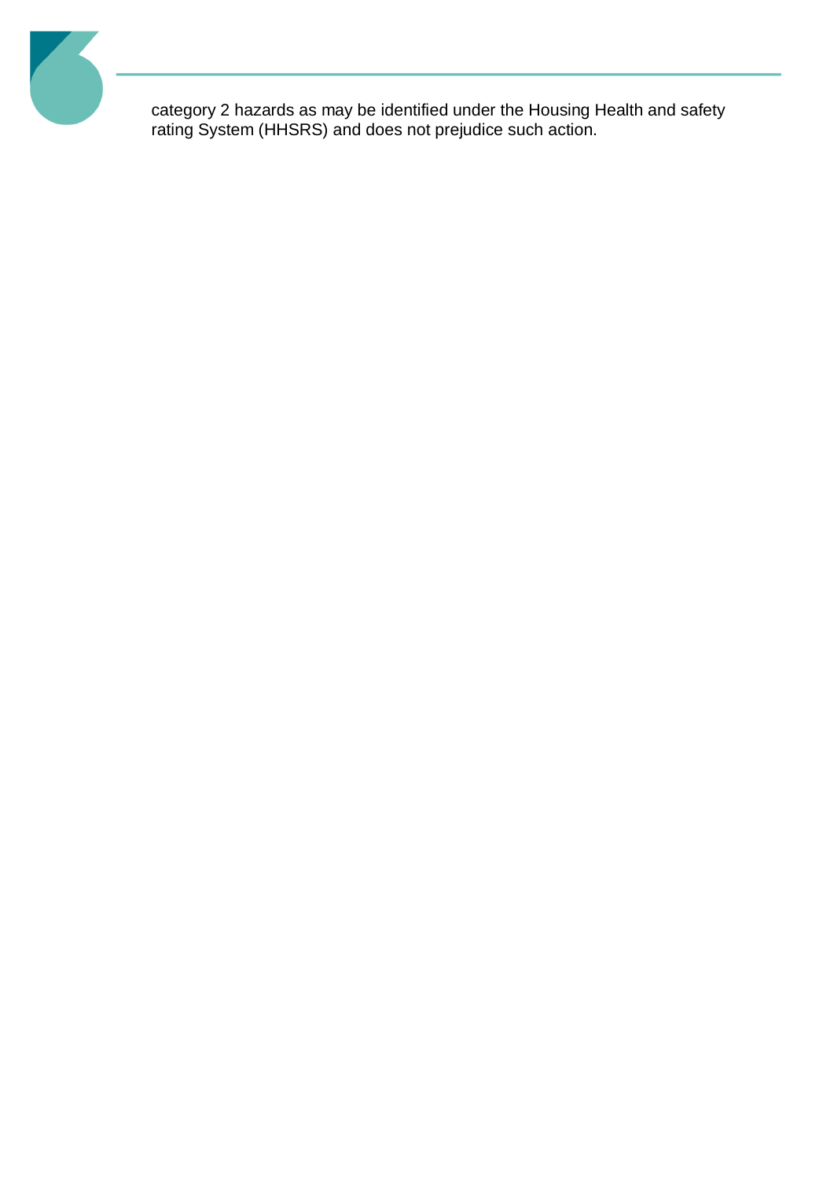category 2 hazards as may be identified under the Housing Health and safety rating System (HHSRS) and does not prejudice such action.